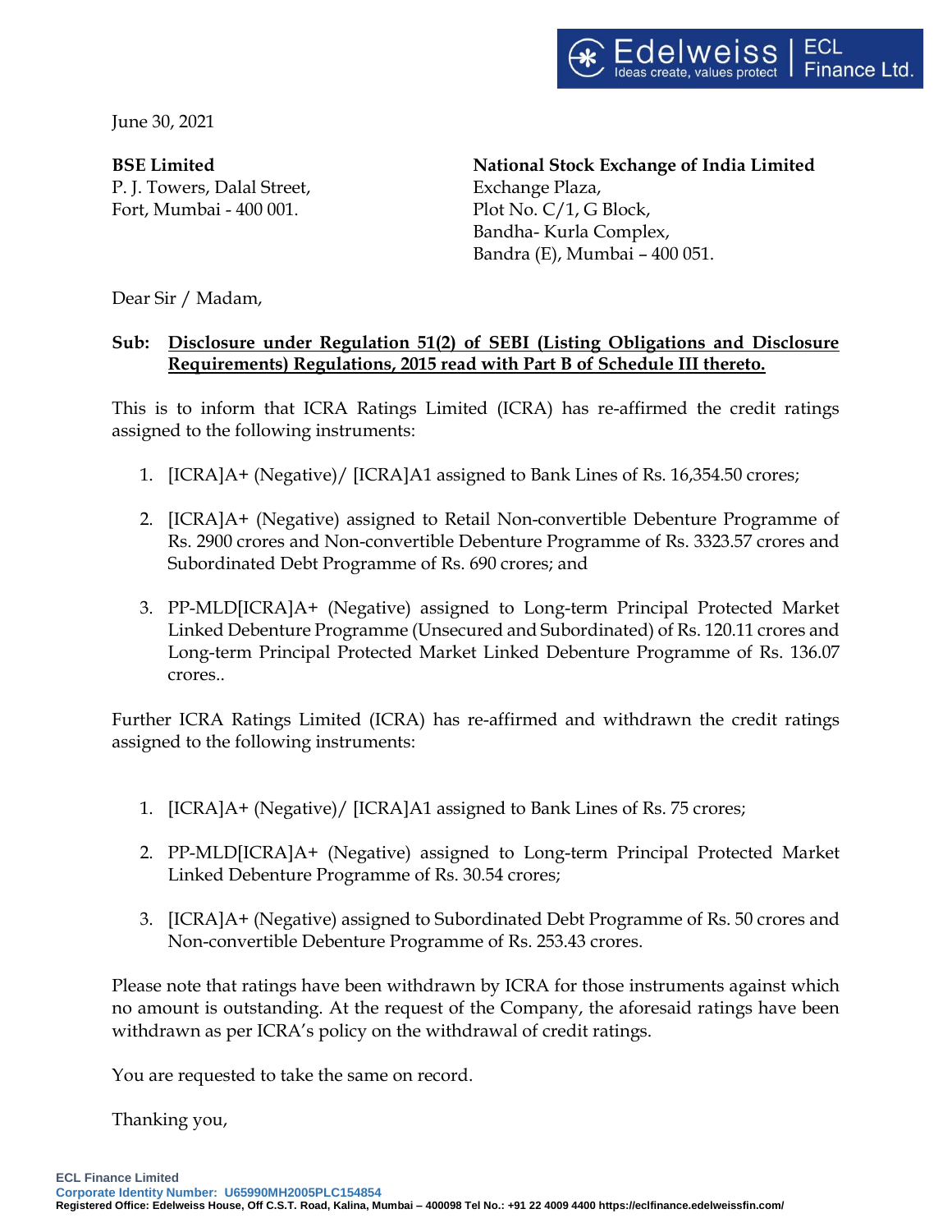June 30, 2021

**BSE Limited**
P. J. Towers, Dalal Street,
Fort, Mumbai - 400 001.

**National Stock Exchange of India Limited**
Exchange Plaza,
Plot No. C/1, G Block,
Bandha- Kurla Complex,
Bandra (E), Mumbai – 400 051.

Dear Sir / Madam,

**Sub: Disclosure under Regulation 51(2) of SEBI (Listing Obligations and Disclosure Requirements) Regulations, 2015 read with Part B of Schedule III thereto.**

This is to inform that ICRA Ratings Limited (ICRA) has re-affirmed the credit ratings assigned to the following instruments:

1. [ICRA]A+ (Negative)/ [ICRA]A1 assigned to Bank Lines of Rs. 16,354.50 crores;

2. [ICRA]A+ (Negative) assigned to Retail Non-convertible Debenture Programme of Rs. 2900 crores and Non-convertible Debenture Programme of Rs. 3323.57 crores and Subordinated Debt Programme of Rs. 690 crores; and

3. PP-MLD[ICRA]A+ (Negative) assigned to Long-term Principal Protected Market Linked Debenture Programme (Unsecured and Subordinated) of Rs. 120.11 crores and Long-term Principal Protected Market Linked Debenture Programme of Rs. 136.07 crores..

Further ICRA Ratings Limited (ICRA) has re-affirmed and withdrawn the credit ratings assigned to the following instruments:

1. [ICRA]A+ (Negative)/ [ICRA]A1 assigned to Bank Lines of Rs. 75 crores;

2. PP-MLD[ICRA]A+ (Negative) assigned to Long-term Principal Protected Market Linked Debenture Programme of Rs. 30.54 crores;

3. [ICRA]A+ (Negative) assigned to Subordinated Debt Programme of Rs. 50 crores and Non-convertible Debenture Programme of Rs. 253.43 crores.

Please note that ratings have been withdrawn by ICRA for those instruments against which no amount is outstanding. At the request of the Company, the aforesaid ratings have been withdrawn as per ICRA's policy on the withdrawal of credit ratings.

You are requested to take the same on record.

Thanking you,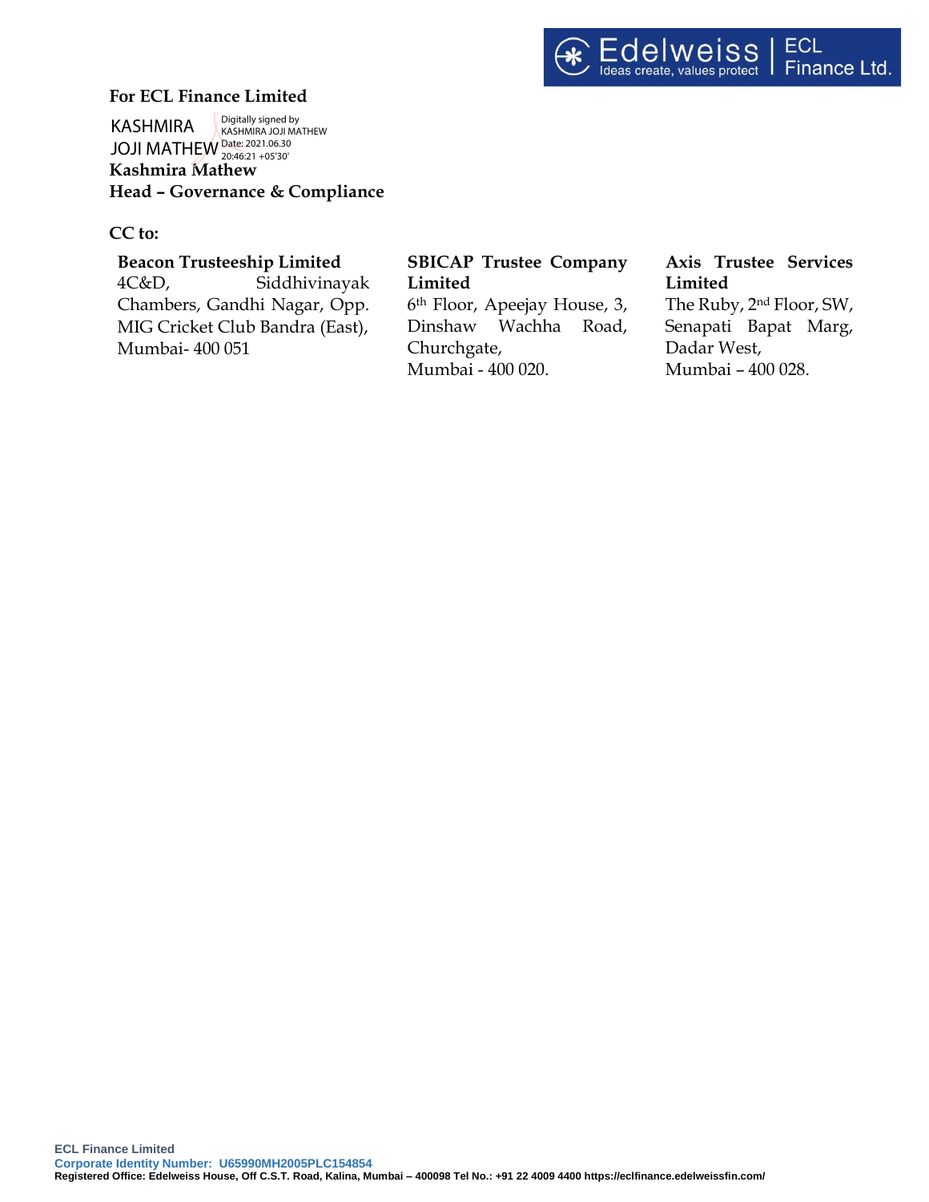**For ECL Finance Limited**

KASHMIRA JOJI MATHEW
Digitally signed by KASHMIRA JOJI MATHEW
Date: 2021.06.30 20:46:21 +05'30'

**Kashmira Mathew**
**Head – Governance & Compliance**

**CC to:**

**Beacon Trusteeship Limited**
4C&D, Siddhivinayak Chambers, Gandhi Nagar, Opp. MIG Cricket Club Bandra (East), Mumbai- 400 051

**SBICAP Trustee Company Limited**
6th Floor, Apeejay House, 3, Dinshaw Wachha Road, Churchgate, Mumbai - 400 020.

**Axis Trustee Services Limited**
The Ruby, 2nd Floor, SW, Senapati Bapat Marg, Dadar West, Mumbai – 400 028.

ECL Finance Limited
Corporate Identity Number: U65990MH2005PLC154854
Registered Office: Edelweiss House, Off C.S.T. Road, Kalina, Mumbai – 400098 Tel No.: +91 22 4009 4400 https://eclfinance.edelweissfin.com/